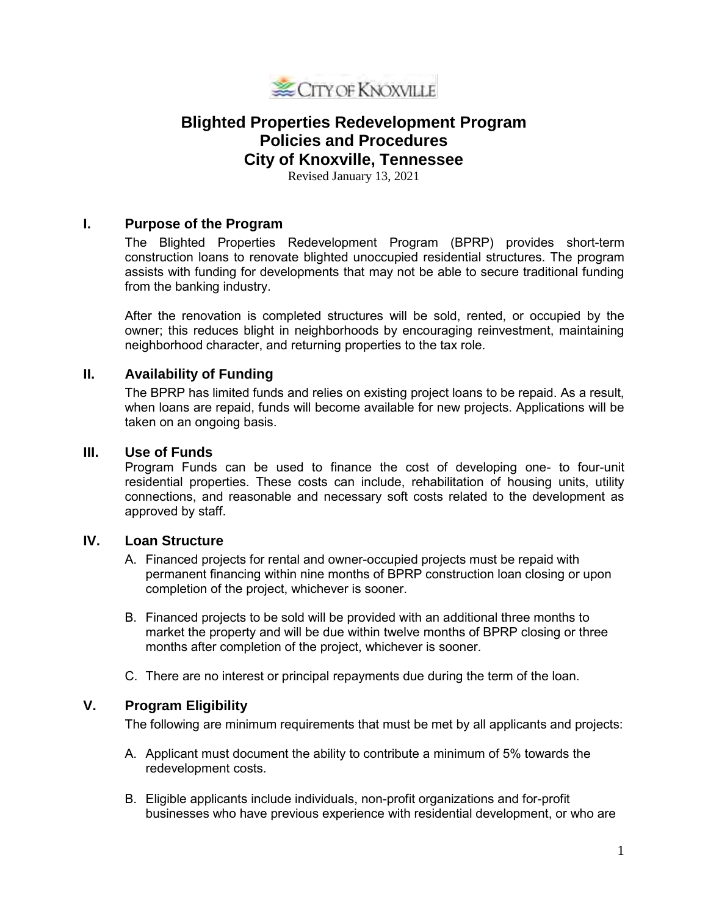CITY OF KNOXVILLE

# Blighted Properties Redevelopment Program Policies and Procedures City of Knoxville, Tennessee

Revised January 13, 2021

## I. Purpose of the Program

The Blighted Properties Redevelopment Program (BPRP) provides short-term construction loans to renovate blighted unoccupied residential structures. The program assists with funding for developments that may not be able to secure traditional funding from the banking industry.

After the renovation is completed structures will be sold, rented, or occupied by the owner; this reduces blight in neighborhoods by encouraging reinvestment, maintaining neighborhood character, and returning properties to the tax role.

## II. Availability of Funding

The BPRP has limited funds and relies on existing project loans to be repaid. As a result, when loans are repaid, funds will become available for new projects. Applications will be taken on an ongoing basis.

## III. Use of Funds

Program Funds can be used to finance the cost of developing one- to four-unit residential properties. These costs can include, rehabilitation of housing units, utility connections, and reasonable and necessary soft costs related to the development as approved by staff.

## IV. Loan Structure

A. Financed projects for rental and owner-occupied projects must be repaid with permanent financing within nine months of BPRP construction loan closing or upon completion of the project, whichever is sooner.

B. Financed projects to be sold will be provided with an additional three months to market the property and will be due within twelve months of BPRP closing or three months after completion of the project, whichever is sooner.

C. There are no interest or principal repayments due during the term of the loan.

## V. Program Eligibility

The following are minimum requirements that must be met by all applicants and projects:

A. Applicant must document the ability to contribute a minimum of 5% towards the redevelopment costs.

B. Eligible applicants include individuals, non-profit organizations and for-profit businesses who have previous experience with residential development, or who are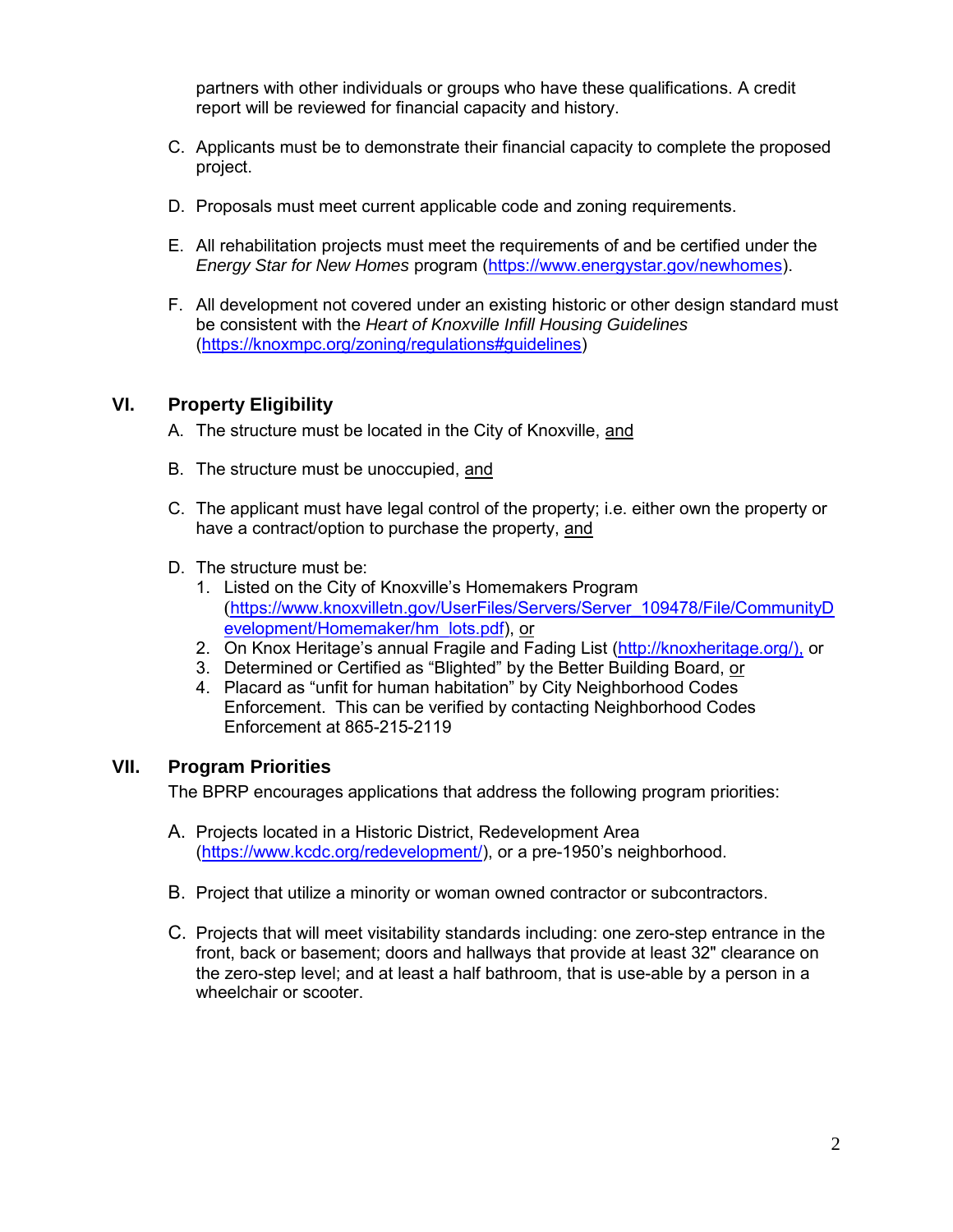partners with other individuals or groups who have these qualifications. A credit report will be reviewed for financial capacity and history.

C. Applicants must be to demonstrate their financial capacity to complete the proposed project.

D. Proposals must meet current applicable code and zoning requirements.

E. All rehabilitation projects must meet the requirements of and be certified under the *Energy Star for New Homes* program (https://www.energystar.gov/newhomes).

F. All development not covered under an existing historic or other design standard must be consistent with the *Heart of Knoxville Infill Housing Guidelines* (https://knoxmpc.org/zoning/regulations#guidelines)

## VI. Property Eligibility

A. The structure must be located in the City of Knoxville, <u>and</u>

B. The structure must be unoccupied, <u>and</u>

C. The applicant must have legal control of the property; i.e. either own the property or have a contract/option to purchase the property, <u>and</u>

D. The structure must be:
   1. Listed on the City of Knoxville's Homemakers Program (https://www.knoxvilletn.gov/UserFiles/Servers/Server_109478/File/CommunityDevelopment/Homemaker/hm_lots.pdf), <u>or</u>
   2. On Knox Heritage's annual Fragile and Fading List (http://knoxheritage.org/), or
   3. Determined or Certified as "Blighted" by the Better Building Board, <u>or</u>
   4. Placard as "unfit for human habitation" by City Neighborhood Codes Enforcement. This can be verified by contacting Neighborhood Codes Enforcement at 865-215-2119

## VII. Program Priorities

The BPRP encourages applications that address the following program priorities:

A. Projects located in a Historic District, Redevelopment Area (https://www.kcdc.org/redevelopment/), or a pre-1950's neighborhood.

B. Project that utilize a minority or woman owned contractor or subcontractors.

C. Projects that will meet visitability standards including: one zero-step entrance in the front, back or basement; doors and hallways that provide at least 32" clearance on the zero-step level; and at least a half bathroom, that is use-able by a person in a wheelchair or scooter.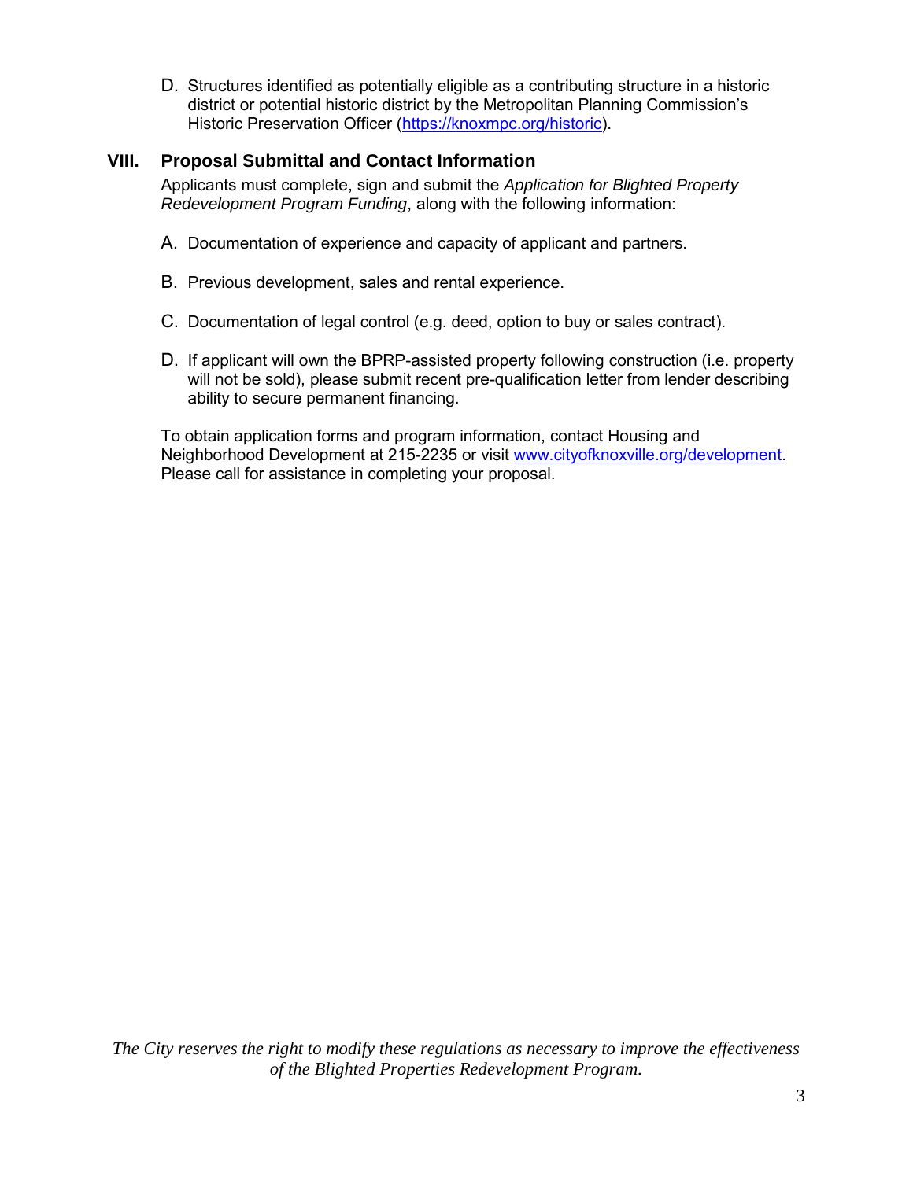D. Structures identified as potentially eligible as a contributing structure in a historic district or potential historic district by the Metropolitan Planning Commission's Historic Preservation Officer (https://knoxmpc.org/historic).

## VIII. Proposal Submittal and Contact Information

Applicants must complete, sign and submit the *Application for Blighted Property Redevelopment Program Funding*, along with the following information:

A. Documentation of experience and capacity of applicant and partners.

B. Previous development, sales and rental experience.

C. Documentation of legal control (e.g. deed, option to buy or sales contract).

D. If applicant will own the BPRP-assisted property following construction (i.e. property will not be sold), please submit recent pre-qualification letter from lender describing ability to secure permanent financing.

To obtain application forms and program information, contact Housing and Neighborhood Development at 215-2235 or visit www.cityofknoxville.org/development. Please call for assistance in completing your proposal.

*The City reserves the right to modify these regulations as necessary to improve the effectiveness of the Blighted Properties Redevelopment Program.*